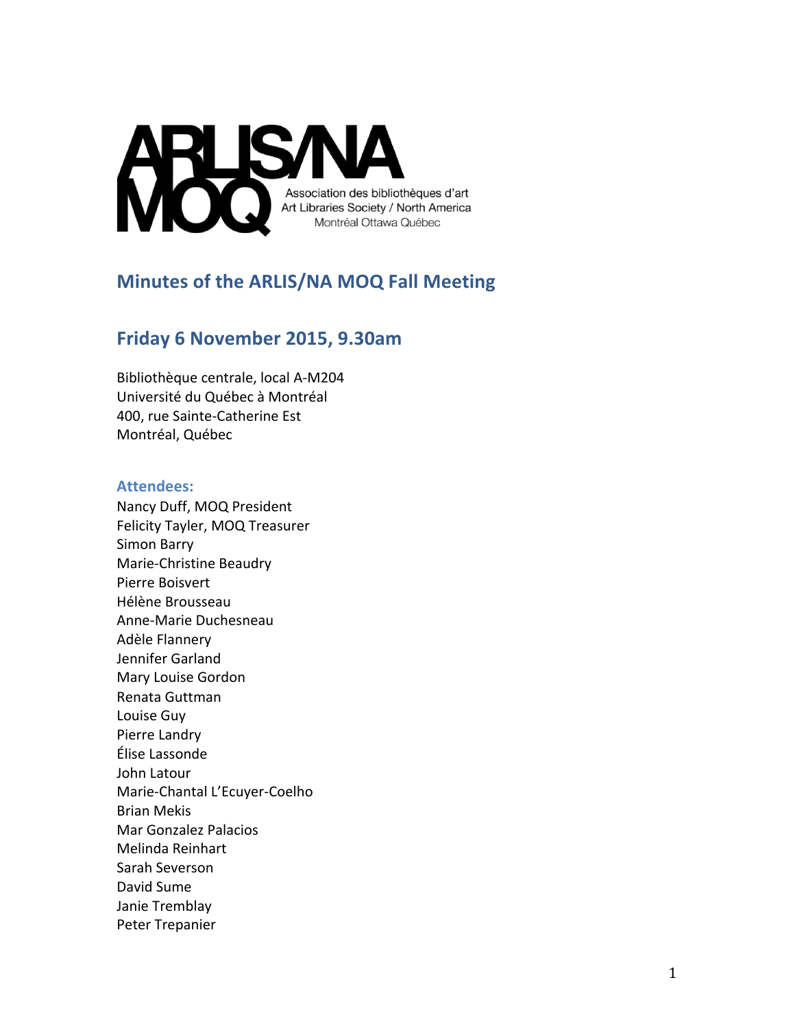ARLIS/NA MOQ

Association des bibliothèques d'art
Art Libraries Society / North America
Montréal Ottawa Québec

## Minutes of the ARLIS/NA MOQ Fall Meeting

## Friday 6 November 2015, 9.30am

Bibliothèque centrale, local A-M204
Université du Québec à Montréal
400, rue Sainte-Catherine Est
Montréal, Québec

### Attendees:

Nancy Duff, MOQ President
Felicity Tayler, MOQ Treasurer
Simon Barry
Marie-Christine Beaudry
Pierre Boisvert
Hélène Brousseau
Anne-Marie Duchesneau
Adèle Flannery
Jennifer Garland
Mary Louise Gordon
Renata Guttman
Louise Guy
Pierre Landry
Élise Lassonde
John Latour
Marie-Chantal L'Ecuyer-Coelho
Brian Mekis
Mar Gonzalez Palacios
Melinda Reinhart
Sarah Severson
David Sume
Janie Tremblay
Peter Trepanier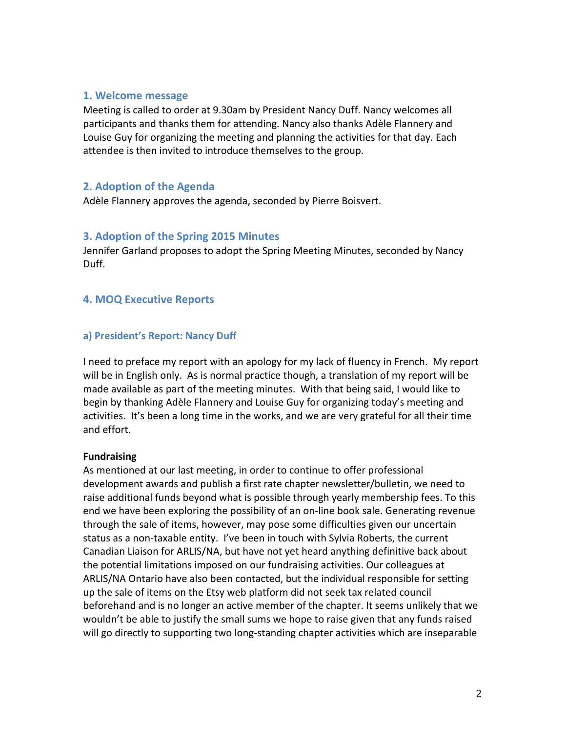## 1. Welcome message

Meeting is called to order at 9.30am by President Nancy Duff. Nancy welcomes all participants and thanks them for attending. Nancy also thanks Adèle Flannery and Louise Guy for organizing the meeting and planning the activities for that day. Each attendee is then invited to introduce themselves to the group.

## 2. Adoption of the Agenda

Adèle Flannery approves the agenda, seconded by Pierre Boisvert.

## 3. Adoption of the Spring 2015 Minutes

Jennifer Garland proposes to adopt the Spring Meeting Minutes, seconded by Nancy Duff.

## 4. MOQ Executive Reports

### a) President's Report: Nancy Duff

I need to preface my report with an apology for my lack of fluency in French. My report will be in English only. As is normal practice though, a translation of my report will be made available as part of the meeting minutes. With that being said, I would like to begin by thanking Adèle Flannery and Louise Guy for organizing today's meeting and activities. It's been a long time in the works, and we are very grateful for all their time and effort.

**Fundraising**

As mentioned at our last meeting, in order to continue to offer professional development awards and publish a first rate chapter newsletter/bulletin, we need to raise additional funds beyond what is possible through yearly membership fees. To this end we have been exploring the possibility of an on-line book sale. Generating revenue through the sale of items, however, may pose some difficulties given our uncertain status as a non-taxable entity. I've been in touch with Sylvia Roberts, the current Canadian Liaison for ARLIS/NA, but have not yet heard anything definitive back about the potential limitations imposed on our fundraising activities. Our colleagues at ARLIS/NA Ontario have also been contacted, but the individual responsible for setting up the sale of items on the Etsy web platform did not seek tax related council beforehand and is no longer an active member of the chapter. It seems unlikely that we wouldn't be able to justify the small sums we hope to raise given that any funds raised will go directly to supporting two long-standing chapter activities which are inseparable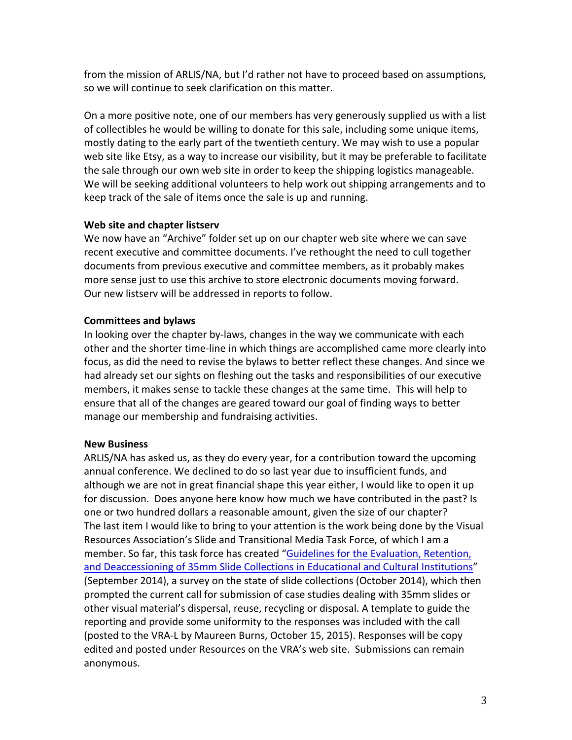from the mission of ARLIS/NA, but I'd rather not have to proceed based on assumptions, so we will continue to seek clarification on this matter.

On a more positive note, one of our members has very generously supplied us with a list of collectibles he would be willing to donate for this sale, including some unique items, mostly dating to the early part of the twentieth century. We may wish to use a popular web site like Etsy, as a way to increase our visibility, but it may be preferable to facilitate the sale through our own web site in order to keep the shipping logistics manageable. We will be seeking additional volunteers to help work out shipping arrangements and to keep track of the sale of items once the sale is up and running.

**Web site and chapter listserv**

We now have an "Archive" folder set up on our chapter web site where we can save recent executive and committee documents. I've rethought the need to cull together documents from previous executive and committee members, as it probably makes more sense just to use this archive to store electronic documents moving forward. Our new listserv will be addressed in reports to follow.

**Committees and bylaws**

In looking over the chapter by-laws, changes in the way we communicate with each other and the shorter time-line in which things are accomplished came more clearly into focus, as did the need to revise the bylaws to better reflect these changes. And since we had already set our sights on fleshing out the tasks and responsibilities of our executive members, it makes sense to tackle these changes at the same time. This will help to ensure that all of the changes are geared toward our goal of finding ways to better manage our membership and fundraising activities.

**New Business**

ARLIS/NA has asked us, as they do every year, for a contribution toward the upcoming annual conference. We declined to do so last year due to insufficient funds, and although we are not in great financial shape this year either, I would like to open it up for discussion. Does anyone here know how much we have contributed in the past? Is one or two hundred dollars a reasonable amount, given the size of our chapter?
The last item I would like to bring to your attention is the work being done by the Visual Resources Association's Slide and Transitional Media Task Force, of which I am a member. So far, this task force has created "Guidelines for the Evaluation, Retention, and Deaccessioning of 35mm Slide Collections in Educational and Cultural Institutions" (September 2014), a survey on the state of slide collections (October 2014), which then prompted the current call for submission of case studies dealing with 35mm slides or other visual material's dispersal, reuse, recycling or disposal. A template to guide the reporting and provide some uniformity to the responses was included with the call (posted to the VRA-L by Maureen Burns, October 15, 2015). Responses will be copy edited and posted under Resources on the VRA's web site. Submissions can remain anonymous.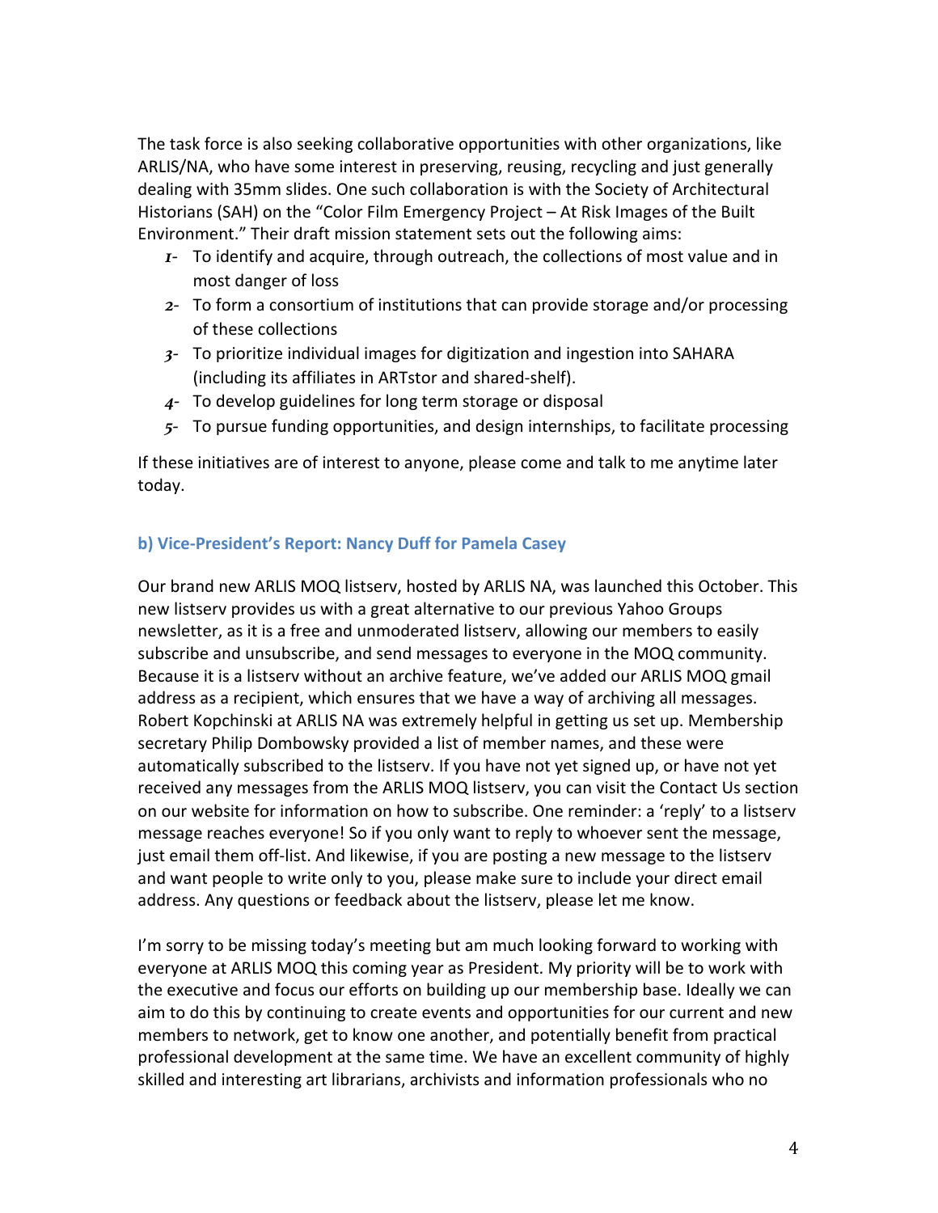The task force is also seeking collaborative opportunities with other organizations, like ARLIS/NA, who have some interest in preserving, reusing, recycling and just generally dealing with 35mm slides. One such collaboration is with the Society of Architectural Historians (SAH) on the "Color Film Emergency Project – At Risk Images of the Built Environment." Their draft mission statement sets out the following aims:

1- To identify and acquire, through outreach, the collections of most value and in most danger of loss
2- To form a consortium of institutions that can provide storage and/or processing of these collections
3- To prioritize individual images for digitization and ingestion into SAHARA (including its affiliates in ARTstor and shared-shelf).
4- To develop guidelines for long term storage or disposal
5- To pursue funding opportunities, and design internships, to facilitate processing

If these initiatives are of interest to anyone, please come and talk to me anytime later today.

### b) Vice-President's Report: Nancy Duff for Pamela Casey

Our brand new ARLIS MOQ listserv, hosted by ARLIS NA, was launched this October. This new listserv provides us with a great alternative to our previous Yahoo Groups newsletter, as it is a free and unmoderated listserv, allowing our members to easily subscribe and unsubscribe, and send messages to everyone in the MOQ community. Because it is a listserv without an archive feature, we've added our ARLIS MOQ gmail address as a recipient, which ensures that we have a way of archiving all messages. Robert Kopchinski at ARLIS NA was extremely helpful in getting us set up. Membership secretary Philip Dombowsky provided a list of member names, and these were automatically subscribed to the listserv. If you have not yet signed up, or have not yet received any messages from the ARLIS MOQ listserv, you can visit the Contact Us section on our website for information on how to subscribe. One reminder: a 'reply' to a listserv message reaches everyone! So if you only want to reply to whoever sent the message, just email them off-list. And likewise, if you are posting a new message to the listserv and want people to write only to you, please make sure to include your direct email address. Any questions or feedback about the listserv, please let me know.

I'm sorry to be missing today's meeting but am much looking forward to working with everyone at ARLIS MOQ this coming year as President. My priority will be to work with the executive and focus our efforts on building up our membership base. Ideally we can aim to do this by continuing to create events and opportunities for our current and new members to network, get to know one another, and potentially benefit from practical professional development at the same time. We have an excellent community of highly skilled and interesting art librarians, archivists and information professionals who no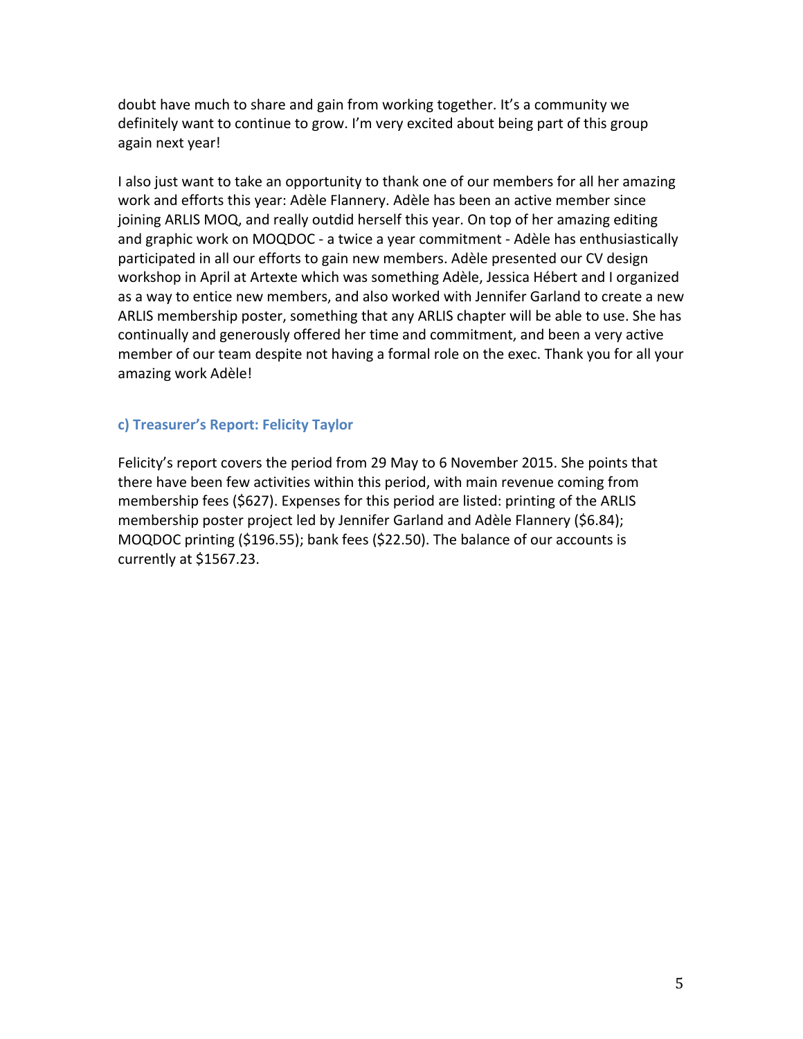doubt have much to share and gain from working together. It's a community we definitely want to continue to grow. I'm very excited about being part of this group again next year!

I also just want to take an opportunity to thank one of our members for all her amazing work and efforts this year: Adèle Flannery. Adèle has been an active member since joining ARLIS MOQ, and really outdid herself this year. On top of her amazing editing and graphic work on MOQDOC - a twice a year commitment - Adèle has enthusiastically participated in all our efforts to gain new members. Adèle presented our CV design workshop in April at Artexte which was something Adèle, Jessica Hébert and I organized as a way to entice new members, and also worked with Jennifer Garland to create a new ARLIS membership poster, something that any ARLIS chapter will be able to use. She has continually and generously offered her time and commitment, and been a very active member of our team despite not having a formal role on the exec. Thank you for all your amazing work Adèle!

### c) Treasurer's Report: Felicity Taylor

Felicity's report covers the period from 29 May to 6 November 2015. She points that there have been few activities within this period, with main revenue coming from membership fees ($627). Expenses for this period are listed: printing of the ARLIS membership poster project led by Jennifer Garland and Adèle Flannery ($6.84); MOQDOC printing ($196.55); bank fees ($22.50). The balance of our accounts is currently at $1567.23.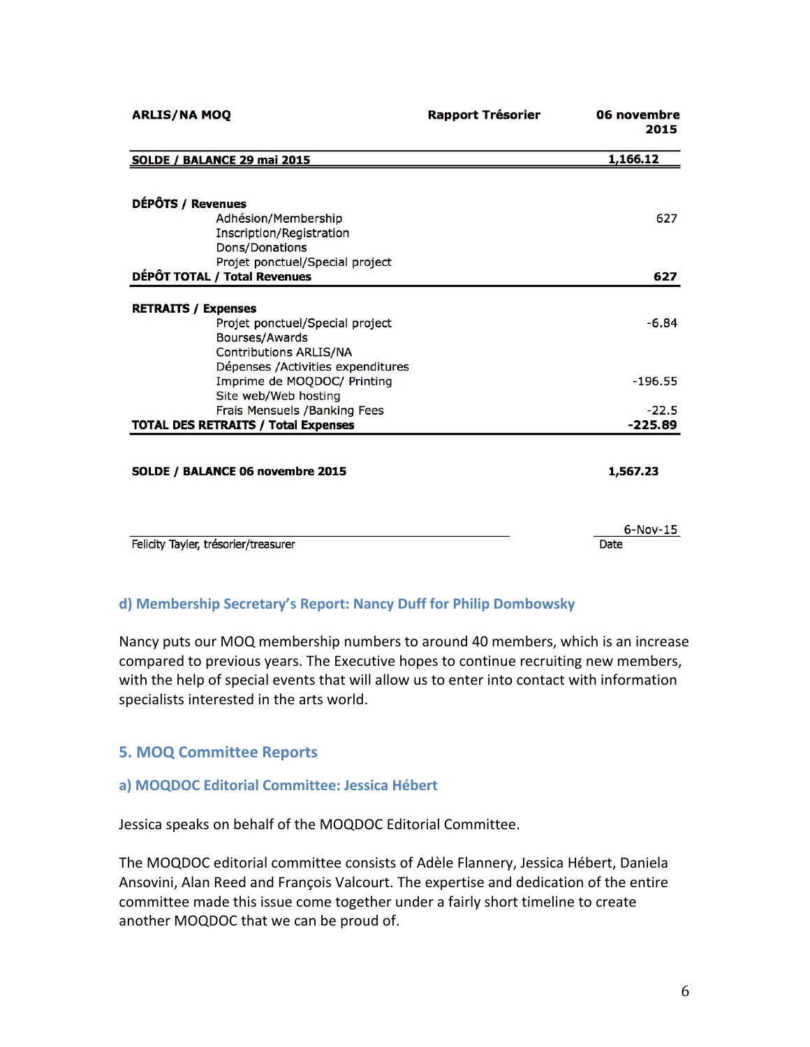| ARLIS/NA MOQ | Rapport Trésorier | 06 novembre 2015 |
|---|---|---|
| **SOLDE / BALANCE 29 mai 2015** | | **1,166.12** |
| **DÉPÔTS / Revenues** | | |
| | Adhésion/Membership | 627 |
| | Inscription/Registration | |
| | Dons/Donations | |
| | Projet ponctuel/Special project | |
| **DÉPÔT TOTAL / Total Revenues** | | **627** |
| **RETRAITS / Expenses** | | |
| | Projet ponctuel/Special project | -6.84 |
| | Bourses/Awards | |
| | Contributions ARLIS/NA | |
| | Dépenses /Activities expenditures | |
| | Imprime de MOQDOC/ Printing | -196.55 |
| | Site web/Web hosting | |
| | Frais Mensuels /Banking Fees | -22.5 |
| **TOTAL DES RETRAITS / Total Expenses** | | **-225.89** |
| **SOLDE / BALANCE 06 novembre 2015** | | **1,567.23** |

Felicity Tayler, trésorier/treasurer — Date: 6-Nov-15

### d) Membership Secretary's Report: Nancy Duff for Philip Dombowsky

Nancy puts our MOQ membership numbers to around 40 members, which is an increase compared to previous years. The Executive hopes to continue recruiting new members, with the help of special events that will allow us to enter into contact with information specialists interested in the arts world.

## 5. MOQ Committee Reports

### a) MOQDOC Editorial Committee: Jessica Hébert

Jessica speaks on behalf of the MOQDOC Editorial Committee.

The MOQDOC editorial committee consists of Adèle Flannery, Jessica Hébert, Daniela Ansovini, Alan Reed and François Valcourt. The expertise and dedication of the entire committee made this issue come together under a fairly short timeline to create another MOQDOC that we can be proud of.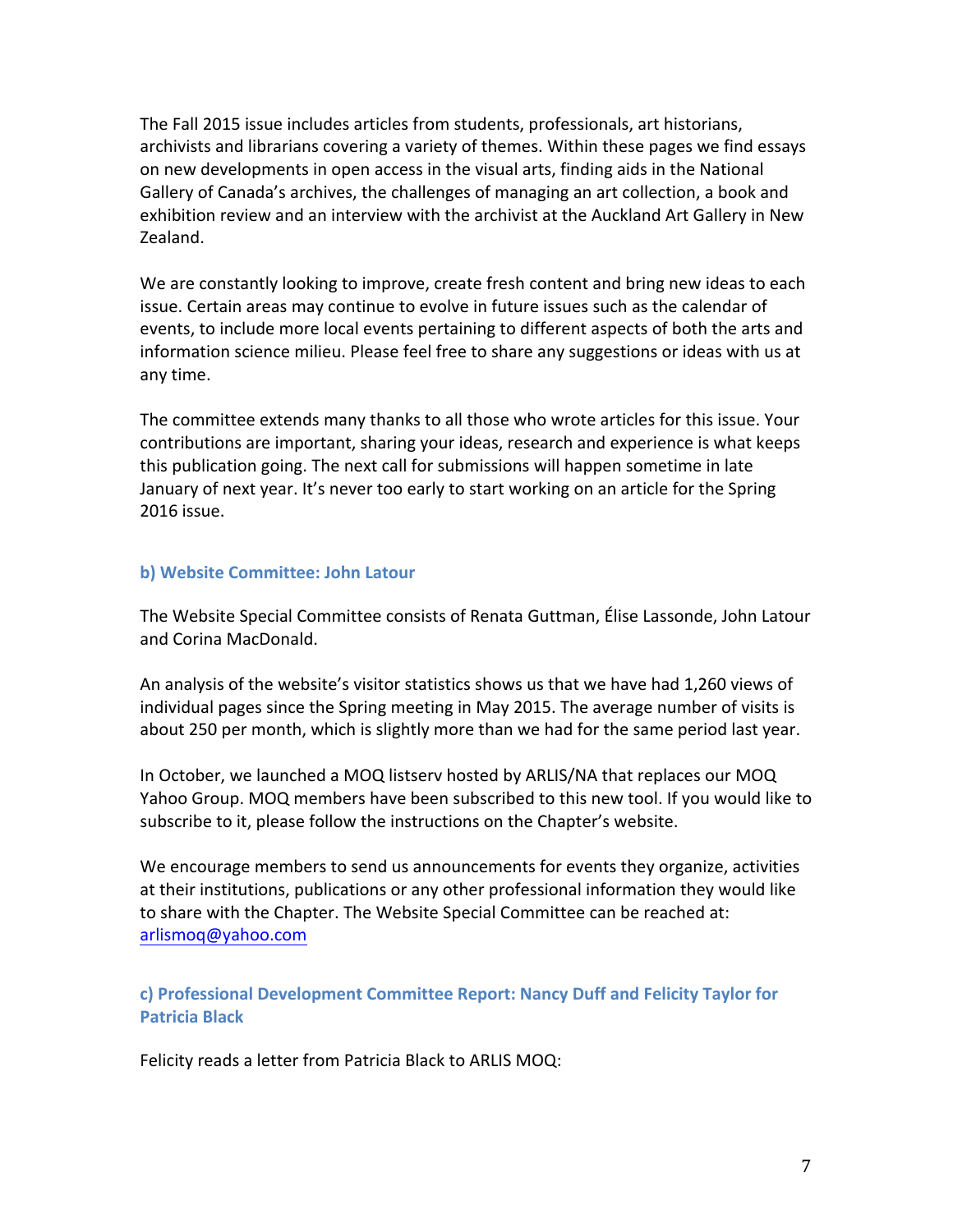The Fall 2015 issue includes articles from students, professionals, art historians, archivists and librarians covering a variety of themes. Within these pages we find essays on new developments in open access in the visual arts, finding aids in the National Gallery of Canada's archives, the challenges of managing an art collection, a book and exhibition review and an interview with the archivist at the Auckland Art Gallery in New Zealand.

We are constantly looking to improve, create fresh content and bring new ideas to each issue. Certain areas may continue to evolve in future issues such as the calendar of events, to include more local events pertaining to different aspects of both the arts and information science milieu. Please feel free to share any suggestions or ideas with us at any time.

The committee extends many thanks to all those who wrote articles for this issue. Your contributions are important, sharing your ideas, research and experience is what keeps this publication going. The next call for submissions will happen sometime in late January of next year. It's never too early to start working on an article for the Spring 2016 issue.

### b) Website Committee: John Latour

The Website Special Committee consists of Renata Guttman, Élise Lassonde, John Latour and Corina MacDonald.

An analysis of the website's visitor statistics shows us that we have had 1,260 views of individual pages since the Spring meeting in May 2015. The average number of visits is about 250 per month, which is slightly more than we had for the same period last year.

In October, we launched a MOQ listserv hosted by ARLIS/NA that replaces our MOQ Yahoo Group. MOQ members have been subscribed to this new tool. If you would like to subscribe to it, please follow the instructions on the Chapter's website.

We encourage members to send us announcements for events they organize, activities at their institutions, publications or any other professional information they would like to share with the Chapter. The Website Special Committee can be reached at: arlismoq@yahoo.com

### c) Professional Development Committee Report: Nancy Duff and Felicity Taylor for Patricia Black

Felicity reads a letter from Patricia Black to ARLIS MOQ: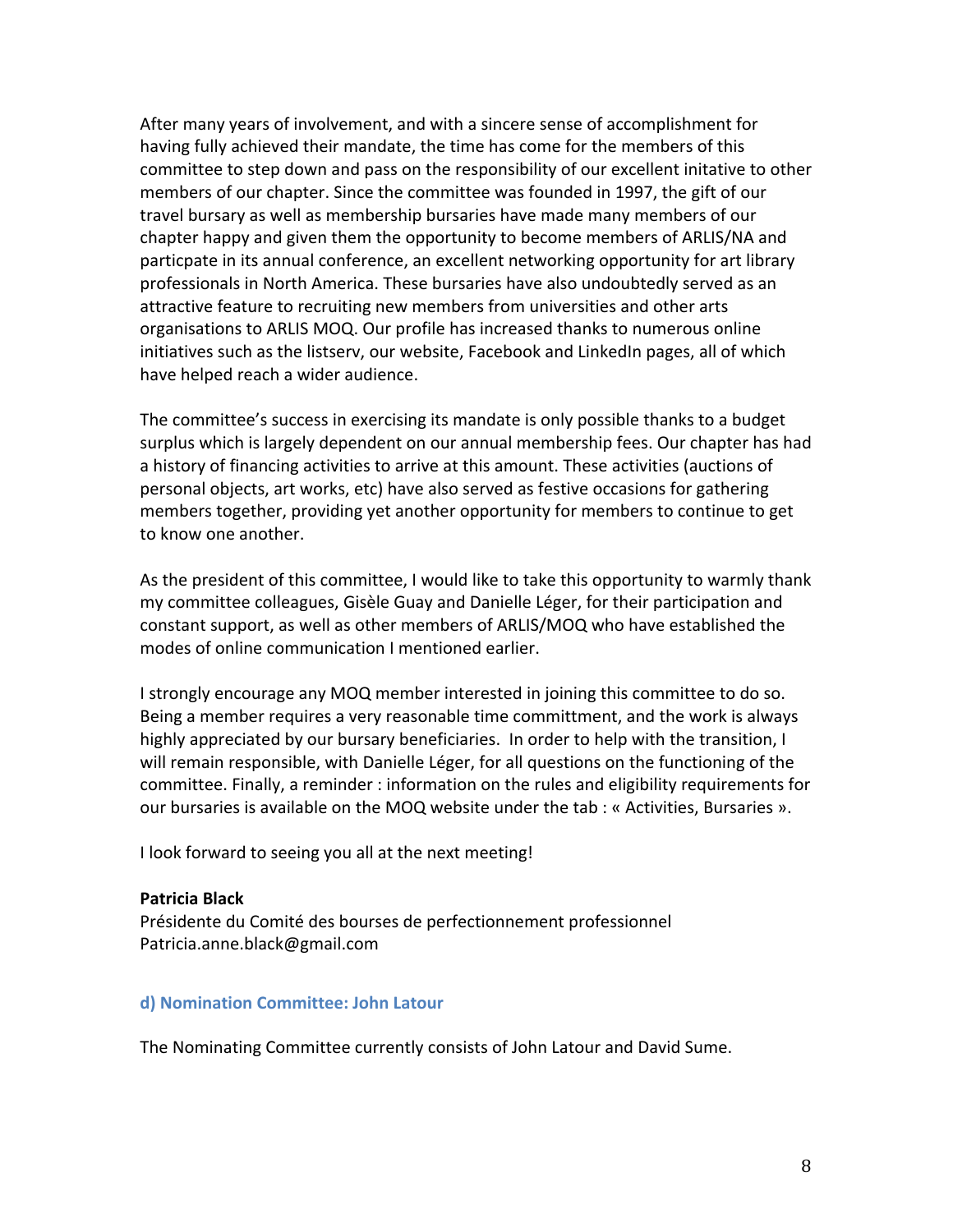After many years of involvement, and with a sincere sense of accomplishment for having fully achieved their mandate, the time has come for the members of this committee to step down and pass on the responsibility of our excellent initative to other members of our chapter. Since the committee was founded in 1997, the gift of our travel bursary as well as membership bursaries have made many members of our chapter happy and given them the opportunity to become members of ARLIS/NA and particpate in its annual conference, an excellent networking opportunity for art library professionals in North America. These bursaries have also undoubtedly served as an attractive feature to recruiting new members from universities and other arts organisations to ARLIS MOQ. Our profile has increased thanks to numerous online initiatives such as the listserv, our website, Facebook and LinkedIn pages, all of which have helped reach a wider audience.

The committee's success in exercising its mandate is only possible thanks to a budget surplus which is largely dependent on our annual membership fees. Our chapter has had a history of financing activities to arrive at this amount. These activities (auctions of personal objects, art works, etc) have also served as festive occasions for gathering members together, providing yet another opportunity for members to continue to get to know one another.

As the president of this committee, I would like to take this opportunity to warmly thank my committee colleagues, Gisèle Guay and Danielle Léger, for their participation and constant support, as well as other members of ARLIS/MOQ who have established the modes of online communication I mentioned earlier.

I strongly encourage any MOQ member interested in joining this committee to do so. Being a member requires a very reasonable time committment, and the work is always highly appreciated by our bursary beneficiaries. In order to help with the transition, I will remain responsible, with Danielle Léger, for all questions on the functioning of the committee. Finally, a reminder : information on the rules and eligibility requirements for our bursaries is available on the MOQ website under the tab : « Activities, Bursaries ».

I look forward to seeing you all at the next meeting!

**Patricia Black**
Présidente du Comité des bourses de perfectionnement professionnel
Patricia.anne.black@gmail.com

### d) Nomination Committee: John Latour

The Nominating Committee currently consists of John Latour and David Sume.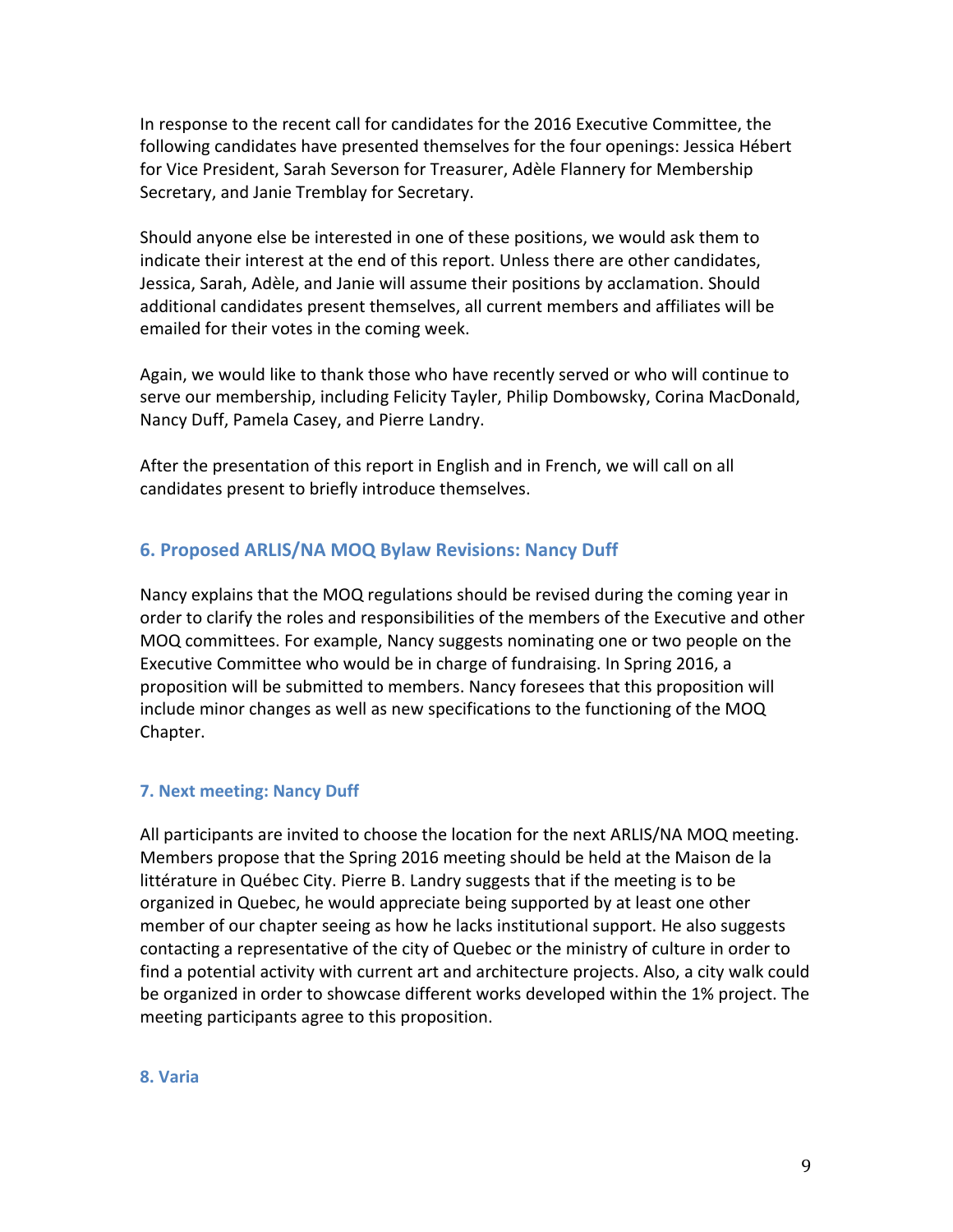In response to the recent call for candidates for the 2016 Executive Committee, the following candidates have presented themselves for the four openings: Jessica Hébert for Vice President, Sarah Severson for Treasurer, Adèle Flannery for Membership Secretary, and Janie Tremblay for Secretary.

Should anyone else be interested in one of these positions, we would ask them to indicate their interest at the end of this report. Unless there are other candidates, Jessica, Sarah, Adèle, and Janie will assume their positions by acclamation. Should additional candidates present themselves, all current members and affiliates will be emailed for their votes in the coming week.

Again, we would like to thank those who have recently served or who will continue to serve our membership, including Felicity Tayler, Philip Dombowsky, Corina MacDonald, Nancy Duff, Pamela Casey, and Pierre Landry.

After the presentation of this report in English and in French, we will call on all candidates present to briefly introduce themselves.

### 6. Proposed ARLIS/NA MOQ Bylaw Revisions: Nancy Duff

Nancy explains that the MOQ regulations should be revised during the coming year in order to clarify the roles and responsibilities of the members of the Executive and other MOQ committees. For example, Nancy suggests nominating one or two people on the Executive Committee who would be in charge of fundraising. In Spring 2016, a proposition will be submitted to members. Nancy foresees that this proposition will include minor changes as well as new specifications to the functioning of the MOQ Chapter.

### 7. Next meeting: Nancy Duff

All participants are invited to choose the location for the next ARLIS/NA MOQ meeting. Members propose that the Spring 2016 meeting should be held at the Maison de la littérature in Québec City. Pierre B. Landry suggests that if the meeting is to be organized in Quebec, he would appreciate being supported by at least one other member of our chapter seeing as how he lacks institutional support. He also suggests contacting a representative of the city of Quebec or the ministry of culture in order to find a potential activity with current art and architecture projects. Also, a city walk could be organized in order to showcase different works developed within the 1% project. The meeting participants agree to this proposition.

### 8. Varia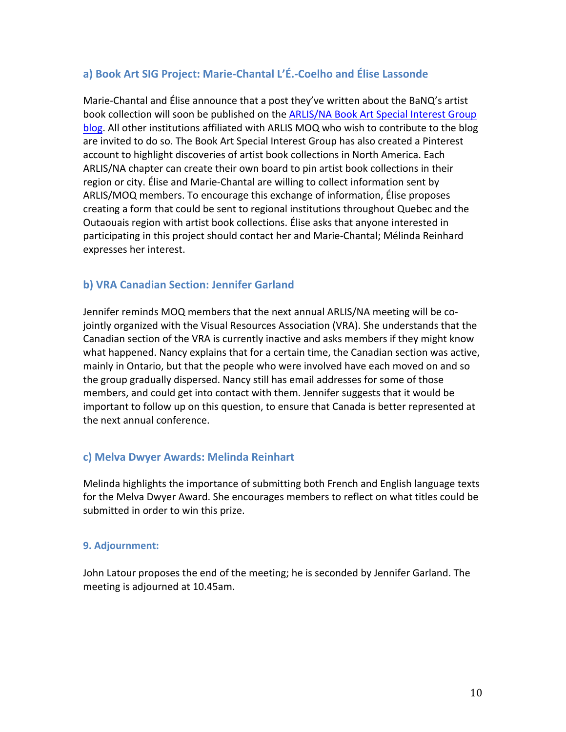### a) Book Art SIG Project: Marie-Chantal L'É.-Coelho and Élise Lassonde

Marie-Chantal and Élise announce that a post they've written about the BaNQ's artist book collection will soon be published on the ARLIS/NA Book Art Special Interest Group blog. All other institutions affiliated with ARLIS MOQ who wish to contribute to the blog are invited to do so. The Book Art Special Interest Group has also created a Pinterest account to highlight discoveries of artist book collections in North America. Each ARLIS/NA chapter can create their own board to pin artist book collections in their region or city. Élise and Marie-Chantal are willing to collect information sent by ARLIS/MOQ members. To encourage this exchange of information, Élise proposes creating a form that could be sent to regional institutions throughout Quebec and the Outaouais region with artist book collections. Élise asks that anyone interested in participating in this project should contact her and Marie-Chantal; Mélinda Reinhard expresses her interest.

### b) VRA Canadian Section: Jennifer Garland

Jennifer reminds MOQ members that the next annual ARLIS/NA meeting will be co-jointly organized with the Visual Resources Association (VRA). She understands that the Canadian section of the VRA is currently inactive and asks members if they might know what happened. Nancy explains that for a certain time, the Canadian section was active, mainly in Ontario, but that the people who were involved have each moved on and so the group gradually dispersed. Nancy still has email addresses for some of those members, and could get into contact with them. Jennifer suggests that it would be important to follow up on this question, to ensure that Canada is better represented at the next annual conference.

### c) Melva Dwyer Awards: Melinda Reinhart

Melinda highlights the importance of submitting both French and English language texts for the Melva Dwyer Award. She encourages members to reflect on what titles could be submitted in order to win this prize.

### 9. Adjournment:

John Latour proposes the end of the meeting; he is seconded by Jennifer Garland. The meeting is adjourned at 10.45am.